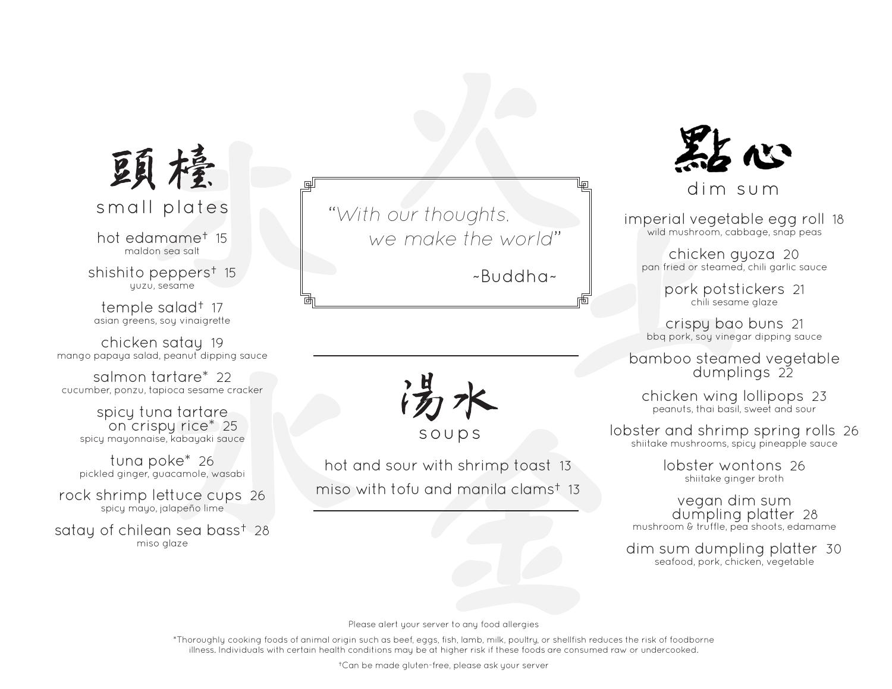## 頭檯
## small plates

hot edamame† 15
maldon sea salt

shishito peppers† 15
yuzu, sesame

temple salad† 17
asian greens, soy vinaigrette

chicken satay 19
mango papaya salad, peanut dipping sauce

salmon tartare* 22
cucumber, ponzu, tapioca sesame cracker

spicy tuna tartare on crispy rice* 25
spicy mayonnaise, kabayaki sauce

tuna poke* 26
pickled ginger, guacamole, wasabi

rock shrimp lettuce cups 26
spicy mayo, jalapeño lime

satay of chilean sea bass† 28
miso glaze

*"With our thoughts, we make the world"*

~Buddha~

## 湯水
## soups

hot and sour with shrimp toast 13

miso with tofu and manila clams† 13

## 點心
## dim sum

imperial vegetable egg roll 18
wild mushroom, cabbage, snap peas

chicken gyoza 20
pan fried or steamed, chili garlic sauce

pork potstickers 21
chili sesame glaze

crispy bao buns 21
bbq pork, soy vinegar dipping sauce

bamboo steamed vegetable dumplings 22

chicken wing lollipops 23
peanuts, thai basil, sweet and sour

lobster and shrimp spring rolls 26
shiitake mushrooms, spicy pineapple sauce

lobster wontons 26
shiitake ginger broth

vegan dim sum dumpling platter 28
mushroom & truffle, pea shoots, edamame

dim sum dumpling platter 30
seafood, pork, chicken, vegetable

Please alert your server to any food allergies

*Thoroughly cooking foods of animal origin such as beef, eggs, fish, lamb, milk, poultry, or shellfish reduces the risk of foodborne illness. Individuals with certain health conditions may be at higher risk if these foods are consumed raw or undercooked.

†Can be made gluten-free, please ask your server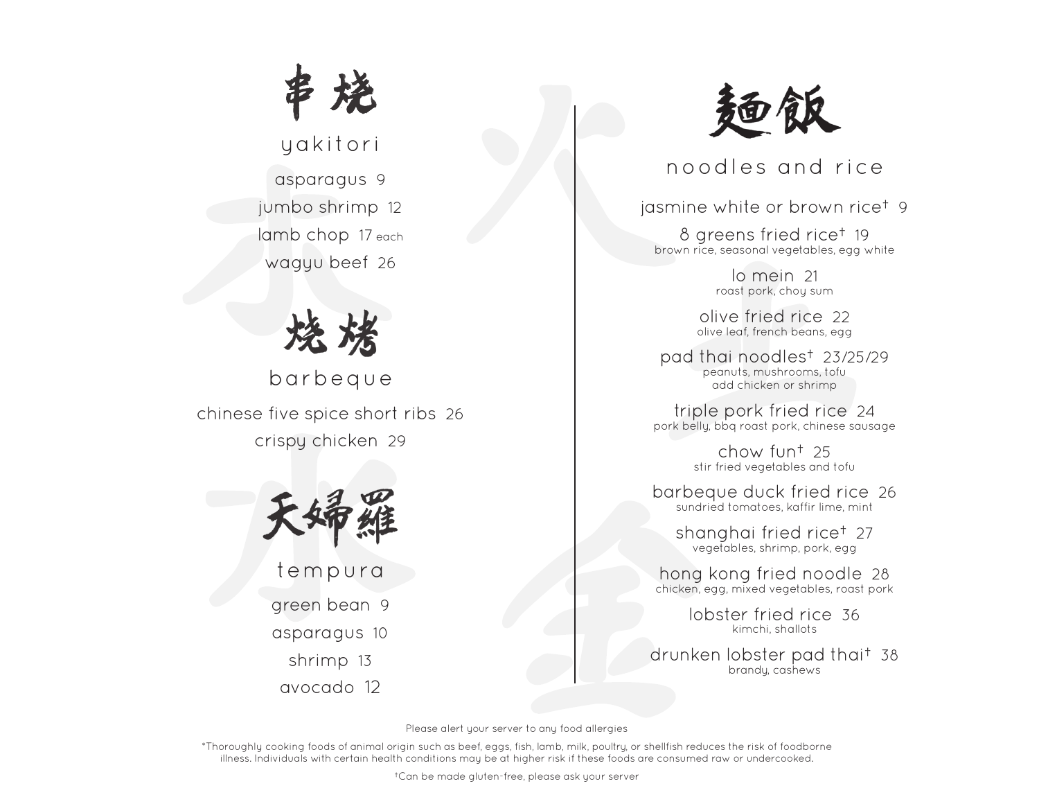## 串烧

## yakitori

asparagus 9

jumbo shrimp 12

lamb chop 17 each

wagyu beef 26

## 烧烤

## barbeque

chinese five spice short ribs 26

crispy chicken 29

## 天婦羅

## tempura

green bean 9

asparagus 10

shrimp 13

avocado 12

## 麺飯

## noodles and rice

jasmine white or brown rice† 9

8 greens fried rice† 19
brown rice, seasonal vegetables, egg white

lo mein 21
roast pork, choy sum

olive fried rice 22
olive leaf, french beans, egg

pad thai noodles† 23/25/29
peanuts, mushrooms, tofu
add chicken or shrimp

triple pork fried rice 24
pork belly, bbq roast pork, chinese sausage

chow fun† 25
stir fried vegetables and tofu

barbeque duck fried rice 26
sundried tomatoes, kaffir lime, mint

shanghai fried rice† 27
vegetables, shrimp, pork, egg

hong kong fried noodle 28
chicken, egg, mixed vegetables, roast pork

lobster fried rice 36
kimchi, shallots

drunken lobster pad thai† 38
brandy, cashews

Please alert your server to any food allergies

*Thoroughly cooking foods of animal origin such as beef, eggs, fish, lamb, milk, poultry, or shellfish reduces the risk of foodborne illness. Individuals with certain health conditions may be at higher risk if these foods are consumed raw or undercooked.

†Can be made gluten-free, please ask your server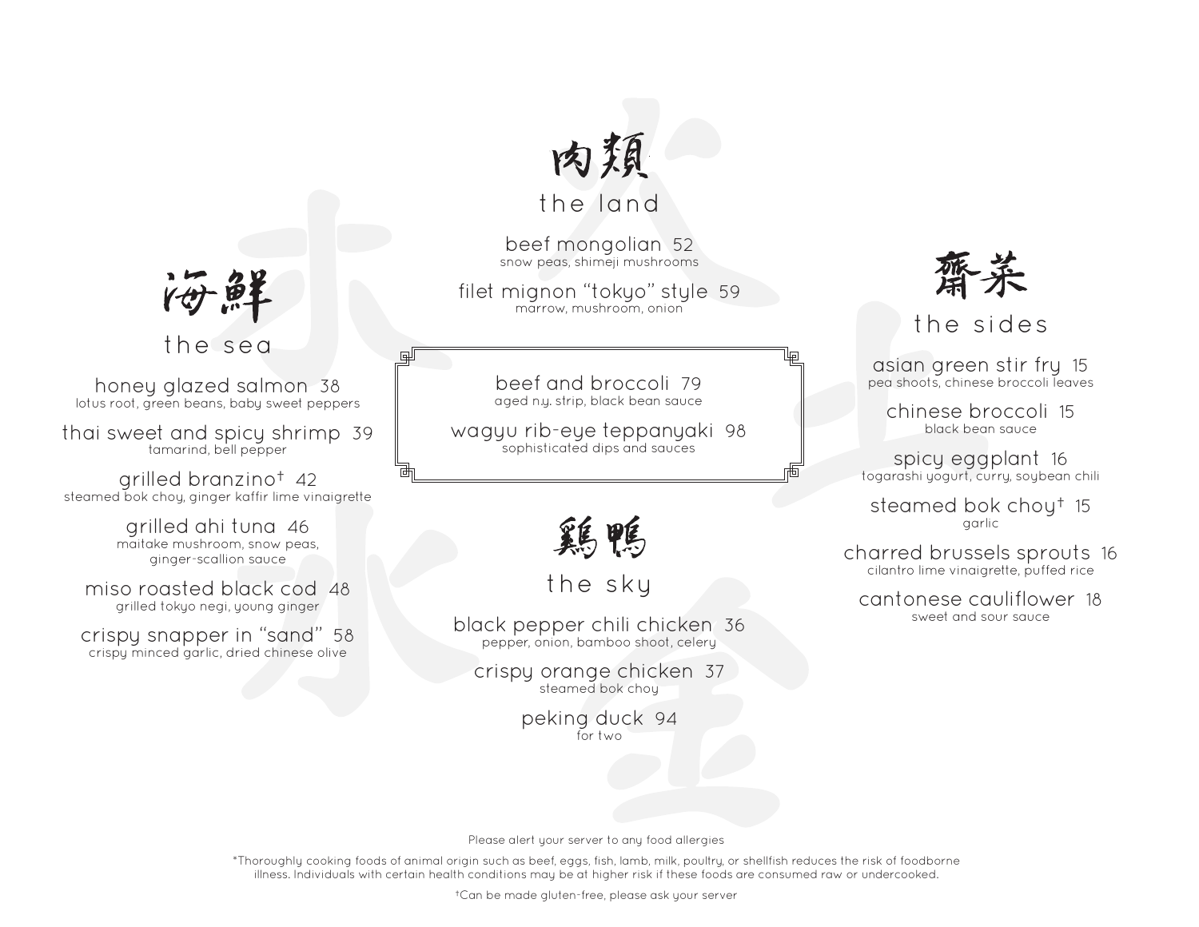## 海鮮
## the sea

honey glazed salmon 38
lotus root, green beans, baby sweet peppers

thai sweet and spicy shrimp 39
tamarind, bell pepper

grilled branzino† 42
steamed bok choy, ginger kaffir lime vinaigrette

grilled ahi tuna 46
maitake mushroom, snow peas, ginger-scallion sauce

miso roasted black cod 48
grilled tokyo negi, young ginger

crispy snapper in "sand" 58
crispy minced garlic, dried chinese olive

## 肉類
## the land

beef mongolian 52
snow peas, shimeji mushrooms

filet mignon "tokyo" style 59
marrow, mushroom, onion

beef and broccoli 79
aged n.y. strip, black bean sauce

wagyu rib-eye teppanyaki 98
sophisticated dips and sauces

## 雞鴨
## the sky

black pepper chili chicken 36
pepper, onion, bamboo shoot, celery

crispy orange chicken 37
steamed bok choy

peking duck 94
for two

## 齋菜
## the sides

asian green stir fry 15
pea shoots, chinese broccoli leaves

chinese broccoli 15
black bean sauce

spicy eggplant 16
togarashi yogurt, curry, soybean chili

steamed bok choy† 15
garlic

charred brussels sprouts 16
cilantro lime vinaigrette, puffed rice

cantonese cauliflower 18
sweet and sour sauce

Please alert your server to any food allergies

*Thoroughly cooking foods of animal origin such as beef, eggs, fish, lamb, milk, poultry, or shellfish reduces the risk of foodborne illness. Individuals with certain health conditions may be at higher risk if these foods are consumed raw or undercooked.

†Can be made gluten-free, please ask your server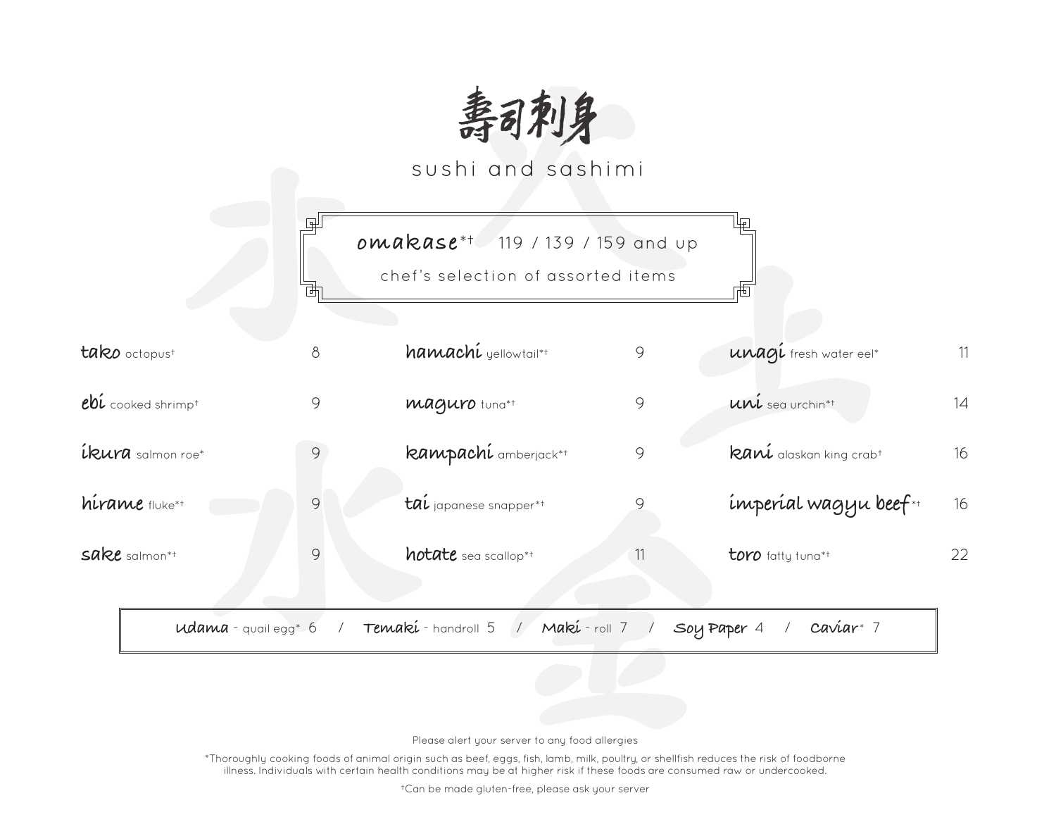# 壽司刺身

## sushi and sashimi

**omakase***† 119 / 139 / 159 and up

chef's selection of assorted items

| Item | Price |
|---|---|
| **tako** octopus† | 8 |
| **ebi** cooked shrimp† | 9 |
| **ikura** salmon roe* | 9 |
| **hirame** fluke*† | 9 |
| **sake** salmon*† | 9 |
| **hamachi** yellowtail*† | 9 |
| **maguro** tuna*† | 9 |
| **kampachi** amberjack*† | 9 |
| **tai** japanese snapper*† | 9 |
| **hotate** sea scallop*† | 11 |
| **unagi** fresh water eel* | 11 |
| **uni** sea urchin*† | 14 |
| **kani** alaskan king crab† | 16 |
| **imperial wagyu beef***† | 16 |
| **toro** fatty tuna*† | 22 |

**Udama** - quail egg* 6 / **Temaki** - handroll 5 / **Maki** - roll 7 / **Soy Paper** 4 / **Caviar*** 7

Please alert your server to any food allergies

*Thoroughly cooking foods of animal origin such as beef, eggs, fish, lamb, milk, poultry, or shellfish reduces the risk of foodborne illness. Individuals with certain health conditions may be at higher risk if these foods are consumed raw or undercooked.

†Can be made gluten-free, please ask your server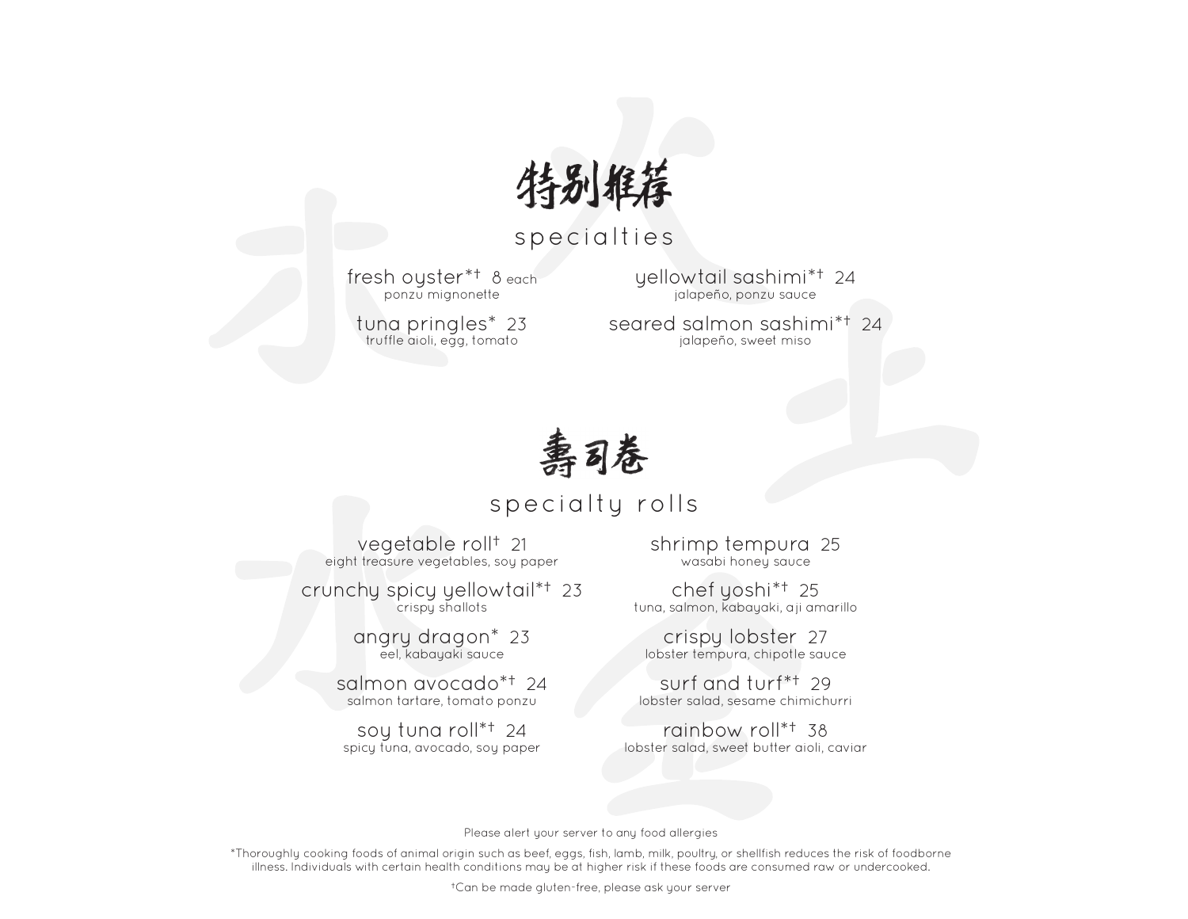# 特别推荐

## specialties

**fresh oyster*† 8** each
ponzu mignonette

**tuna pringles* 23**
truffle aioli, egg, tomato

**yellowtail sashimi*† 24**
jalapeño, ponzu sauce

**seared salmon sashimi*† 24**
jalapeño, sweet miso

# 壽司卷

## specialty rolls

**vegetable roll† 21**
eight treasure vegetables, soy paper

**crunchy spicy yellowtail*† 23**
crispy shallots

**angry dragon* 23**
eel, kabayaki sauce

**salmon avocado*† 24**
salmon tartare, tomato ponzu

**soy tuna roll*† 24**
spicy tuna, avocado, soy paper

**shrimp tempura 25**
wasabi honey sauce

**chef yoshi*† 25**
tuna, salmon, kabayaki, aji amarillo

**crispy lobster 27**
lobster tempura, chipotle sauce

**surf and turf*† 29**
lobster salad, sesame chimichurri

**rainbow roll*† 38**
lobster salad, sweet butter aioli, caviar

Please alert your server to any food allergies

*Thoroughly cooking foods of animal origin such as beef, eggs, fish, lamb, milk, poultry, or shellfish reduces the risk of foodborne illness. Individuals with certain health conditions may be at higher risk if these foods are consumed raw or undercooked.

†Can be made gluten-free, please ask your server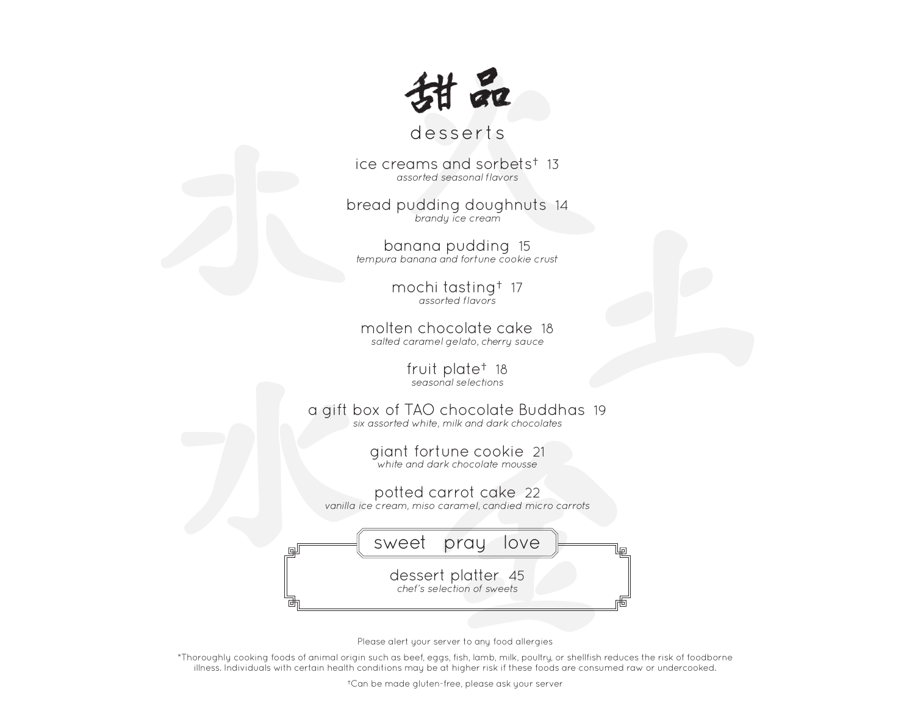# 甜品

## desserts

**ice creams and sorbets† 13**
*assorted seasonal flavors*

**bread pudding doughnuts 14**
*brandy ice cream*

**banana pudding 15**
*tempura banana and fortune cookie crust*

**mochi tasting† 17**
*assorted flavors*

**molten chocolate cake 18**
*salted caramel gelato, cherry sauce*

**fruit plate† 18**
*seasonal selections*

**a gift box of TAO chocolate Buddhas 19**
*six assorted white, milk and dark chocolates*

**giant fortune cookie 21**
*white and dark chocolate mousse*

**potted carrot cake 22**
*vanilla ice cream, miso caramel, candied micro carrots*

### sweet pray love

**dessert platter 45**
*chef's selection of sweets*

Please alert your server to any food allergies

*Thoroughly cooking foods of animal origin such as beef, eggs, fish, lamb, milk, poultry, or shellfish reduces the risk of foodborne illness. Individuals with certain health conditions may be at higher risk if these foods are consumed raw or undercooked.

†Can be made gluten-free, please ask your server